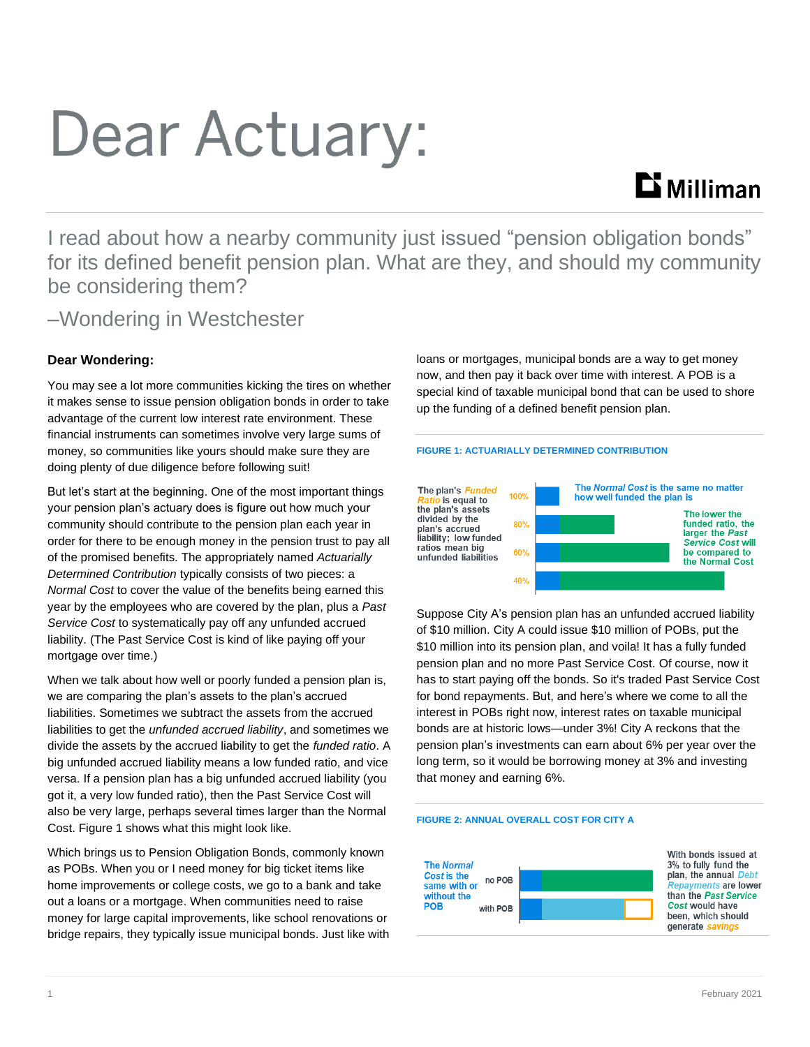# Dear Actuary:

Milliman

I read about how a nearby community just issued "pension obligation bonds" for its defined benefit pension plan. What are they, and should my community be considering them?

–Wondering in Westchester

**Dear Wondering:**

You may see a lot more communities kicking the tires on whether it makes sense to issue pension obligation bonds in order to take advantage of the current low interest rate environment. These financial instruments can sometimes involve very large sums of money, so communities like yours should make sure they are doing plenty of due diligence before following suit!

But let's start at the beginning. One of the most important things your pension plan's actuary does is figure out how much your community should contribute to the pension plan each year in order for there to be enough money in the pension trust to pay all of the promised benefits. The appropriately named *Actuarially Determined Contribution* typically consists of two pieces: a *Normal Cost* to cover the value of the benefits being earned this year by the employees who are covered by the plan, plus a *Past Service Cost* to systematically pay off any unfunded accrued liability. (The Past Service Cost is kind of like paying off your mortgage over time.)

When we talk about how well or poorly funded a pension plan is, we are comparing the plan's assets to the plan's accrued liabilities. Sometimes we subtract the assets from the accrued liabilities to get the *unfunded accrued liability*, and sometimes we divide the assets by the accrued liability to get the *funded ratio*. A big unfunded accrued liability means a low funded ratio, and vice versa. If a pension plan has a big unfunded accrued liability (you got it, a very low funded ratio), then the Past Service Cost will also be very large, perhaps several times larger than the Normal Cost. Figure 1 shows what this might look like.

Which brings us to Pension Obligation Bonds, commonly known as POBs. When you or I need money for big ticket items like home improvements or college costs, we go to a bank and take out a loans or a mortgage. When communities need to raise money for large capital improvements, like school renovations or bridge repairs, they typically issue municipal bonds. Just like with loans or mortgages, municipal bonds are a way to get money now, and then pay it back over time with interest. A POB is a special kind of taxable municipal bond that can be used to shore up the funding of a defined benefit pension plan.

**FIGURE 1: ACTUARIALLY DETERMINED CONTRIBUTION**

The plan's *Funded Ratio* is equal to the plan's assets divided by the plan's accrued liability; low funded ratios mean big unfunded liabilities

100% / 80% / 60% / 40%

The *Normal Cost* is the same no matter how well funded the plan is

The lower the funded ratio, the larger the *Past Service Cost* will be compared to the Normal Cost

Suppose City A's pension plan has an unfunded accrued liability of $10 million. City A could issue $10 million of POBs, put the $10 million into its pension plan, and voila! It has a fully funded pension plan and no more Past Service Cost. Of course, now it has to start paying off the bonds. So it's traded Past Service Cost for bond repayments. But, and here's where we come to all the interest in POBs right now, interest rates on taxable municipal bonds are at historic lows—under 3%! City A reckons that the pension plan's investments can earn about 6% per year over the long term, so it would be borrowing money at 3% and investing that money and earning 6%.

**FIGURE 2: ANNUAL OVERALL COST FOR CITY A**

The *Normal Cost* is the same with or without the POB

no POB / with POB

With bonds issued at 3% to fully fund the plan, the annual *Debt Repayments* are lower than the *Past Service Cost* would have been, which should generate *savings*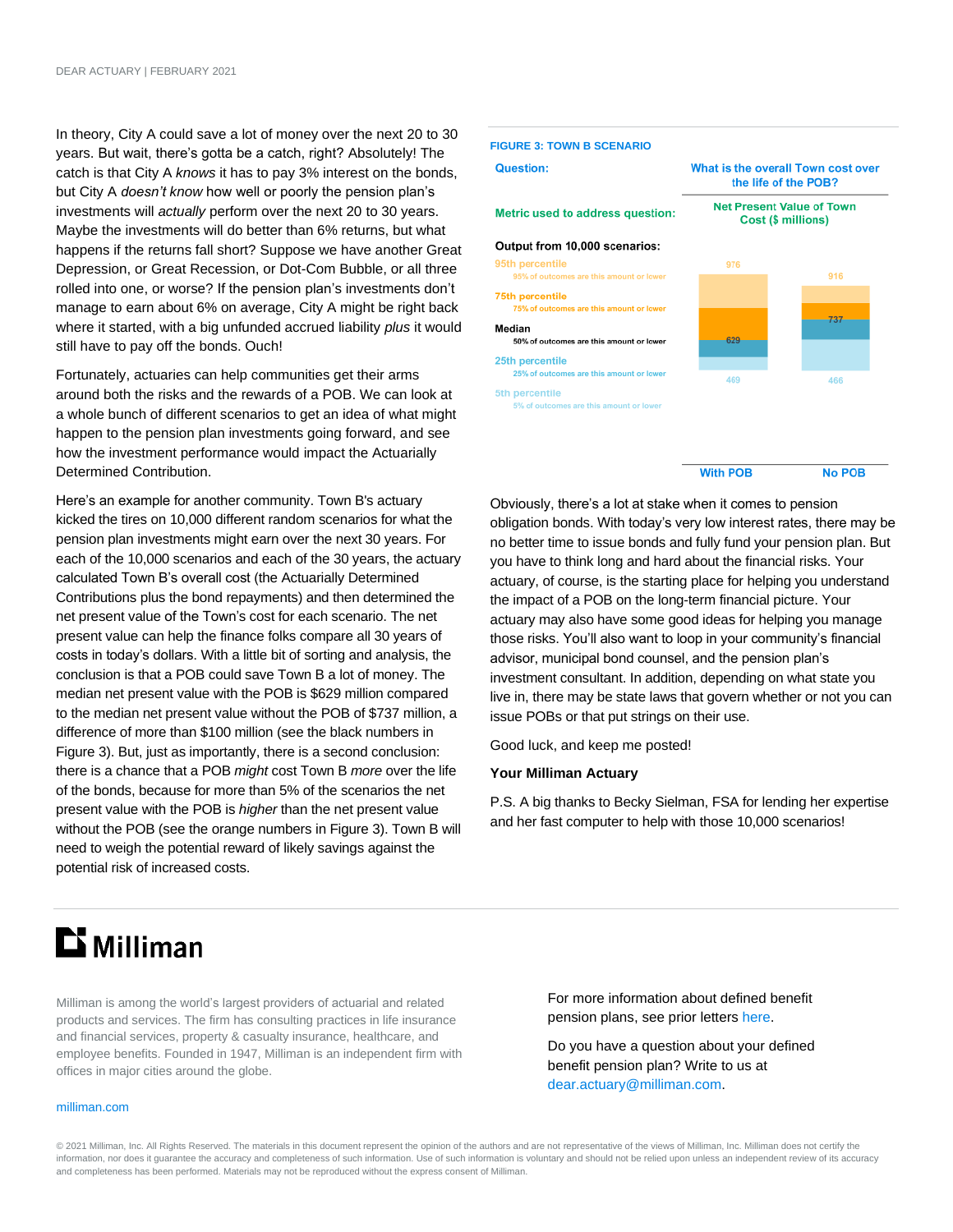In theory, City A could save a lot of money over the next 20 to 30 years. But wait, there's gotta be a catch, right? Absolutely! The catch is that City A *knows* it has to pay 3% interest on the bonds, but City A *doesn't know* how well or poorly the pension plan's investments will *actually* perform over the next 20 to 30 years. Maybe the investments will do better than 6% returns, but what happens if the returns fall short? Suppose we have another Great Depression, or Great Recession, or Dot-Com Bubble, or all three rolled into one, or worse? If the pension plan's investments don't manage to earn about 6% on average, City A might be right back where it started, with a big unfunded accrued liability *plus* it would still have to pay off the bonds. Ouch!

Fortunately, actuaries can help communities get their arms around both the risks and the rewards of a POB. We can look at a whole bunch of different scenarios to get an idea of what might happen to the pension plan investments going forward, and see how the investment performance would impact the Actuarially Determined Contribution.

Here's an example for another community. Town B's actuary kicked the tires on 10,000 different random scenarios for what the pension plan investments might earn over the next 30 years. For each of the 10,000 scenarios and each of the 30 years, the actuary calculated Town B's overall cost (the Actuarially Determined Contributions plus the bond repayments) and then determined the net present value of the Town's cost for each scenario. The net present value can help the finance folks compare all 30 years of costs in today's dollars. With a little bit of sorting and analysis, the conclusion is that a POB could save Town B a lot of money. The median net present value with the POB is $629 million compared to the median net present value without the POB of $737 million, a difference of more than $100 million (see the black numbers in Figure 3). But, just as importantly, there is a second conclusion: there is a chance that a POB *might* cost Town B *more* over the life of the bonds, because for more than 5% of the scenarios the net present value with the POB is *higher* than the net present value without the POB (see the orange numbers in Figure 3). Town B will need to weigh the potential reward of likely savings against the potential risk of increased costs.

**FIGURE 3: TOWN B SCENARIO**

Question: What is the overall Town cost over the life of the POB?

Metric used to address question: Net Present Value of Town Cost ($ millions)

Output from 10,000 scenarios:

95th percentile — 95% of outcomes are this amount or lower

75th percentile — 75% of outcomes are this amount or lower

Median — 50% of outcomes are this amount or lower

25th percentile — 25% of outcomes are this amount or lower

5th percentile — 5% of outcomes are this amount or lower

976

916

737

629

469

466

With POB

No POB

Obviously, there's a lot at stake when it comes to pension obligation bonds. With today's very low interest rates, there may be no better time to issue bonds and fully fund your pension plan. But you have to think long and hard about the financial risks. Your actuary, of course, is the starting place for helping you understand the impact of a POB on the long-term financial picture. Your actuary may also have some good ideas for helping you manage those risks. You'll also want to loop in your community's financial advisor, municipal bond counsel, and the pension plan's investment consultant. In addition, depending on what state you live in, there may be state laws that govern whether or not you can issue POBs or that put strings on their use.

Good luck, and keep me posted!

**Your Milliman Actuary**

P.S. A big thanks to Becky Sielman, FSA for lending her expertise and her fast computer to help with those 10,000 scenarios!

Milliman

Milliman is among the world's largest providers of actuarial and related products and services. The firm has consulting practices in life insurance and financial services, property & casualty insurance, healthcare, and employee benefits. Founded in 1947, Milliman is an independent firm with offices in major cities around the globe.

milliman.com

For more information about defined benefit pension plans, see prior letters here.

Do you have a question about your defined benefit pension plan? Write to us at dear.actuary@milliman.com.

© 2021 Milliman, Inc. All Rights Reserved. The materials in this document represent the opinion of the authors and are not representative of the views of Milliman, Inc. Milliman does not certify the information, nor does it guarantee the accuracy and completeness of such information. Use of such information is voluntary and should not be relied upon unless an independent review of its accuracy and completeness has been performed. Materials may not be reproduced without the express consent of Milliman.